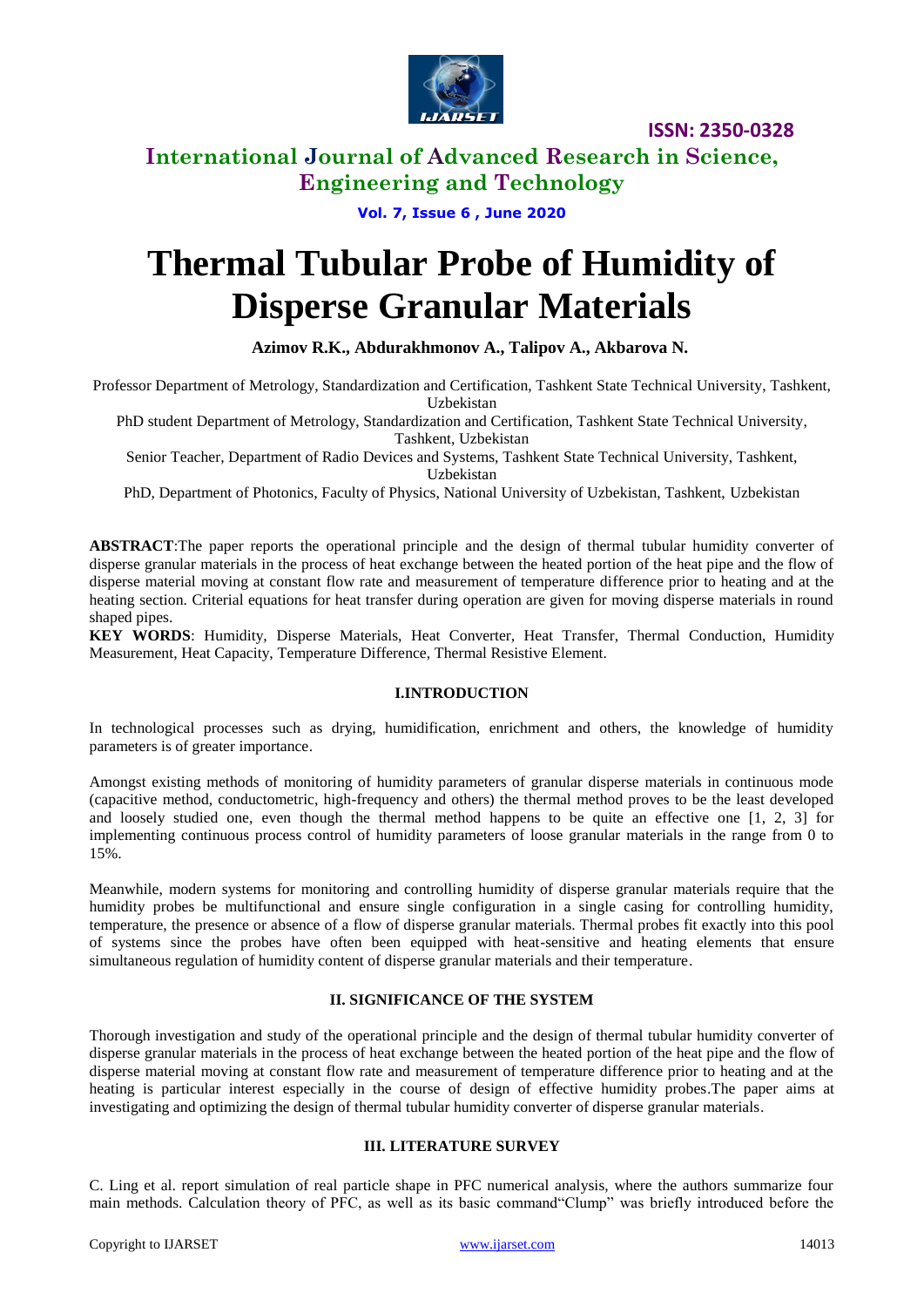# Thermal Tubular Probe of Humidity of Disperse Granular Materials

**Azimov R.K., Abdurakhmonov A., Talipov A., Akbarova N.**

Professor Department of Metrology, Standardization and Certification, Tashkent State Technical University, Tashkent, Uzbekistan

PhD student Department of Metrology, Standardization and Certification, Tashkent State Technical University, Tashkent, Uzbekistan

Senior Teacher, Department of Radio Devices and Systems, Tashkent State Technical University, Tashkent, Uzbekistan

PhD, Department of Photonics, Faculty of Physics, National University of Uzbekistan, Tashkent, Uzbekistan

**ABSTRACT**:The paper reports the operational principle and the design of thermal tubular humidity converter of disperse granular materials in the process of heat exchange between the heated portion of the heat pipe and the flow of disperse material moving at constant flow rate and measurement of temperature difference prior to heating and at the heating section. Criterial equations for heat transfer during operation are given for moving disperse materials in round shaped pipes.

**KEY WORDS**: Humidity, Disperse Materials, Heat Converter, Heat Transfer, Thermal Conduction, Humidity Measurement, Heat Capacity, Temperature Difference, Thermal Resistive Element.

## I.INTRODUCTION

In technological processes such as drying, humidification, enrichment and others, the knowledge of humidity parameters is of greater importance.

Amongst existing methods of monitoring of humidity parameters of granular disperse materials in continuous mode (capacitive method, conductometric, high-frequency and others) the thermal method proves to be the least developed and loosely studied one, even though the thermal method happens to be quite an effective one [1, 2, 3] for implementing continuous process control of humidity parameters of loose granular materials in the range from 0 to 15%.

Meanwhile, modern systems for monitoring and controlling humidity of disperse granular materials require that the humidity probes be multifunctional and ensure single configuration in a single casing for controlling humidity, temperature, the presence or absence of a flow of disperse granular materials. Thermal probes fit exactly into this pool of systems since the probes have often been equipped with heat-sensitive and heating elements that ensure simultaneous regulation of humidity content of disperse granular materials and their temperature.

## II. SIGNIFICANCE OF THE SYSTEM

Thorough investigation and study of the operational principle and the design of thermal tubular humidity converter of disperse granular materials in the process of heat exchange between the heated portion of the heat pipe and the flow of disperse material moving at constant flow rate and measurement of temperature difference prior to heating and at the heating is particular interest especially in the course of design of effective humidity probes.The paper aims at investigating and optimizing the design of thermal tubular humidity converter of disperse granular materials.

## III. LITERATURE SURVEY

C. Ling et al. report simulation of real particle shape in PFC numerical analysis, where the authors summarize four main methods. Calculation theory of PFC, as well as its basic command"Clump" was briefly introduced before the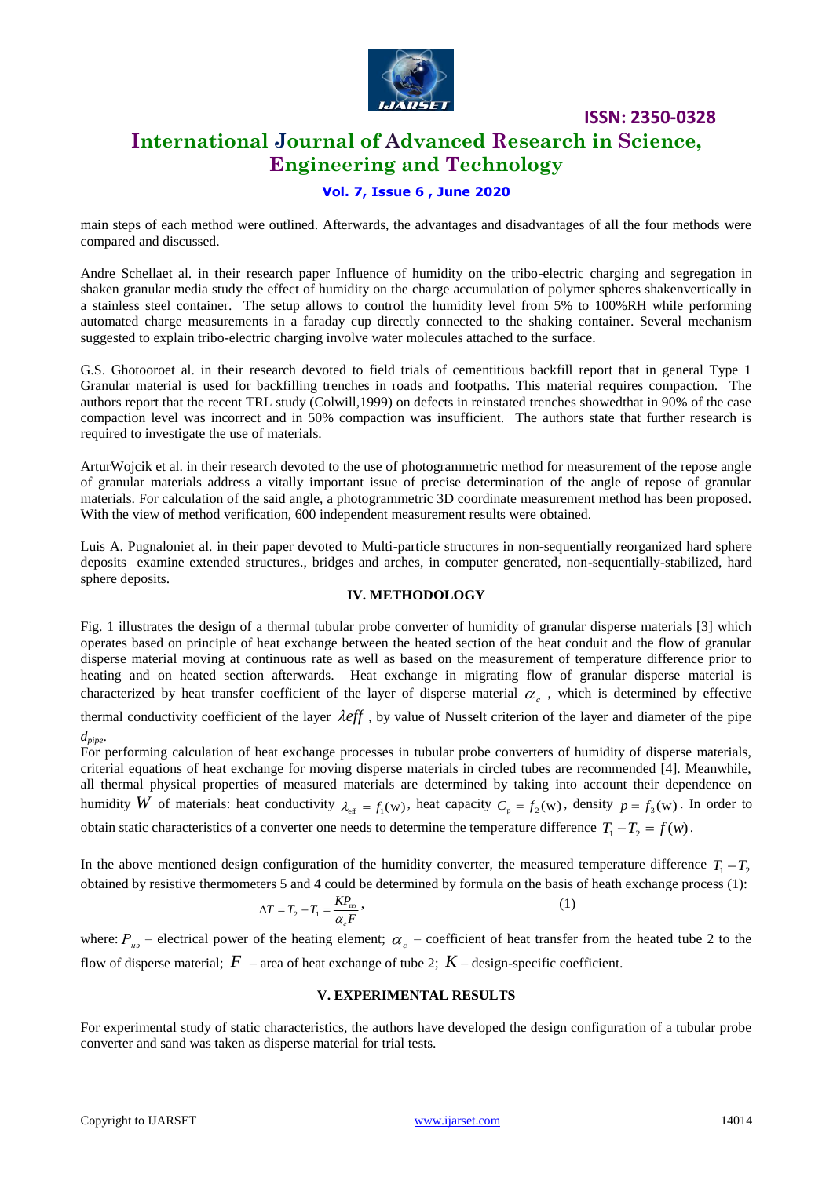main steps of each method were outlined. Afterwards, the advantages and disadvantages of all the four methods were compared and discussed.

Andre Schellaet al. in their research paper Influence of humidity on the tribo-electric charging and segregation in shaken granular media study the effect of humidity on the charge accumulation of polymer spheres shakenvertically in a stainless steel container. The setup allows to control the humidity level from 5% to 100%RH while performing automated charge measurements in a faraday cup directly connected to the shaking container. Several mechanism suggested to explain tribo-electric charging involve water molecules attached to the surface.

G.S. Ghotooroet al. in their research devoted to field trials of cementitious backfill report that in general Type 1 Granular material is used for backfilling trenches in roads and footpaths. This material requires compaction. The authors report that the recent TRL study (Colwill,1999) on defects in reinstated trenches showedthat in 90% of the case compaction level was incorrect and in 50% compaction was insufficient. The authors state that further research is required to investigate the use of materials.

ArturWojcik et al. in their research devoted to the use of photogrammetric method for measurement of the repose angle of granular materials address a vitally important issue of precise determination of the angle of repose of granular materials. For calculation of the said angle, a photogrammetric 3D coordinate measurement method has been proposed. With the view of method verification, 600 independent measurement results were obtained.

Luis A. Pugnaloniet al. in their paper devoted to Multi-particle structures in non-sequentially reorganized hard sphere deposits examine extended structures., bridges and arches, in computer generated, non-sequentially-stabilized, hard sphere deposits.

## IV. METHODOLOGY

Fig. 1 illustrates the design of a thermal tubular probe converter of humidity of granular disperse materials [3] which operates based on principle of heat exchange between the heated section of the heat conduit and the flow of granular disperse material moving at continuous rate as well as based on the measurement of temperature difference prior to heating and on heated section afterwards. Heat exchange in migrating flow of granular disperse material is characterized by heat transfer coefficient of the layer of disperse material $\alpha_c$ , which is determined by effective thermal conductivity coefficient of the layer $\lambda eff$ , by value of Nusselt criterion of the layer and diameter of the pipe $d_{pipe}$.

For performing calculation of heat exchange processes in tubular probe converters of humidity of disperse materials, criterial equations of heat exchange for moving disperse materials in circled tubes are recommended [4]. Meanwhile, all thermal physical properties of measured materials are determined by taking into account their dependence on humidity $W$ of materials: heat conductivity $\lambda_{eff} = f_1(\mathrm{w})$, heat capacity $C_p = f_2(\mathrm{w})$, density $p = f_3(\mathrm{w})$. In order to obtain static characteristics of a converter one needs to determine the temperature difference $T_1 - T_2 = f(w)$.

In the above mentioned design configuration of the humidity converter, the measured temperature difference $T_1 - T_2$ obtained by resistive thermometers 5 and 4 could be determined by formula on the basis of heath exchange process (1):

$$\Delta T = T_2 - T_1 = \frac{KP_{нэ}}{\alpha_c F}, \tag{1}$$

where: $P_{нэ}$ – electrical power of the heating element; $\alpha_c$ – coefficient of heat transfer from the heated tube 2 to the flow of disperse material; $F$ – area of heat exchange of tube 2; $K$ – design-specific coefficient.

## V. EXPERIMENTAL RESULTS

For experimental study of static characteristics, the authors have developed the design configuration of a tubular probe converter and sand was taken as disperse material for trial tests.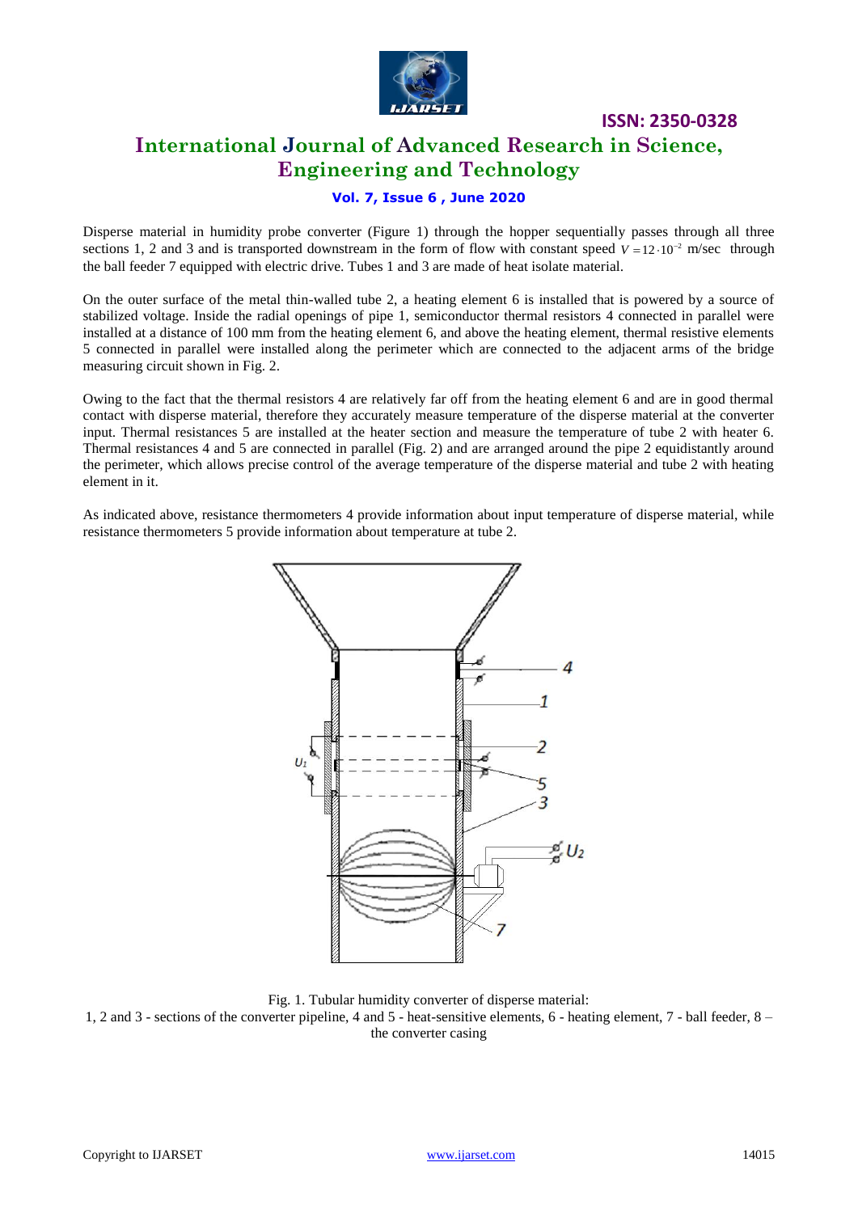Disperse material in humidity probe converter (Figure 1) through the hopper sequentially passes through all three sections 1, 2 and 3 and is transported downstream in the form of flow with constant speed $V = 12 \cdot 10^{-2}$ m/sec through the ball feeder 7 equipped with electric drive. Tubes 1 and 3 are made of heat isolate material.

On the outer surface of the metal thin-walled tube 2, a heating element 6 is installed that is powered by a source of stabilized voltage. Inside the radial openings of pipe 1, semiconductor thermal resistors 4 connected in parallel were installed at a distance of 100 mm from the heating element 6, and above the heating element, thermal resistive elements 5 connected in parallel were installed along the perimeter which are connected to the adjacent arms of the bridge measuring circuit shown in Fig. 2.

Owing to the fact that the thermal resistors 4 are relatively far off from the heating element 6 and are in good thermal contact with disperse material, therefore they accurately measure temperature of the disperse material at the converter input. Thermal resistances 5 are installed at the heater section and measure the temperature of tube 2 with heater 6. Thermal resistances 4 and 5 are connected in parallel (Fig. 2) and are arranged around the pipe 2 equidistantly around the perimeter, which allows precise control of the average temperature of the disperse material and tube 2 with heating element in it.

As indicated above, resistance thermometers 4 provide information about input temperature of disperse material, while resistance thermometers 5 provide information about temperature at tube 2.

Fig. 1. Tubular humidity converter of disperse material:
1, 2 and 3 - sections of the converter pipeline, 4 and 5 - heat-sensitive elements, 6 - heating element, 7 - ball feeder, 8 – the converter casing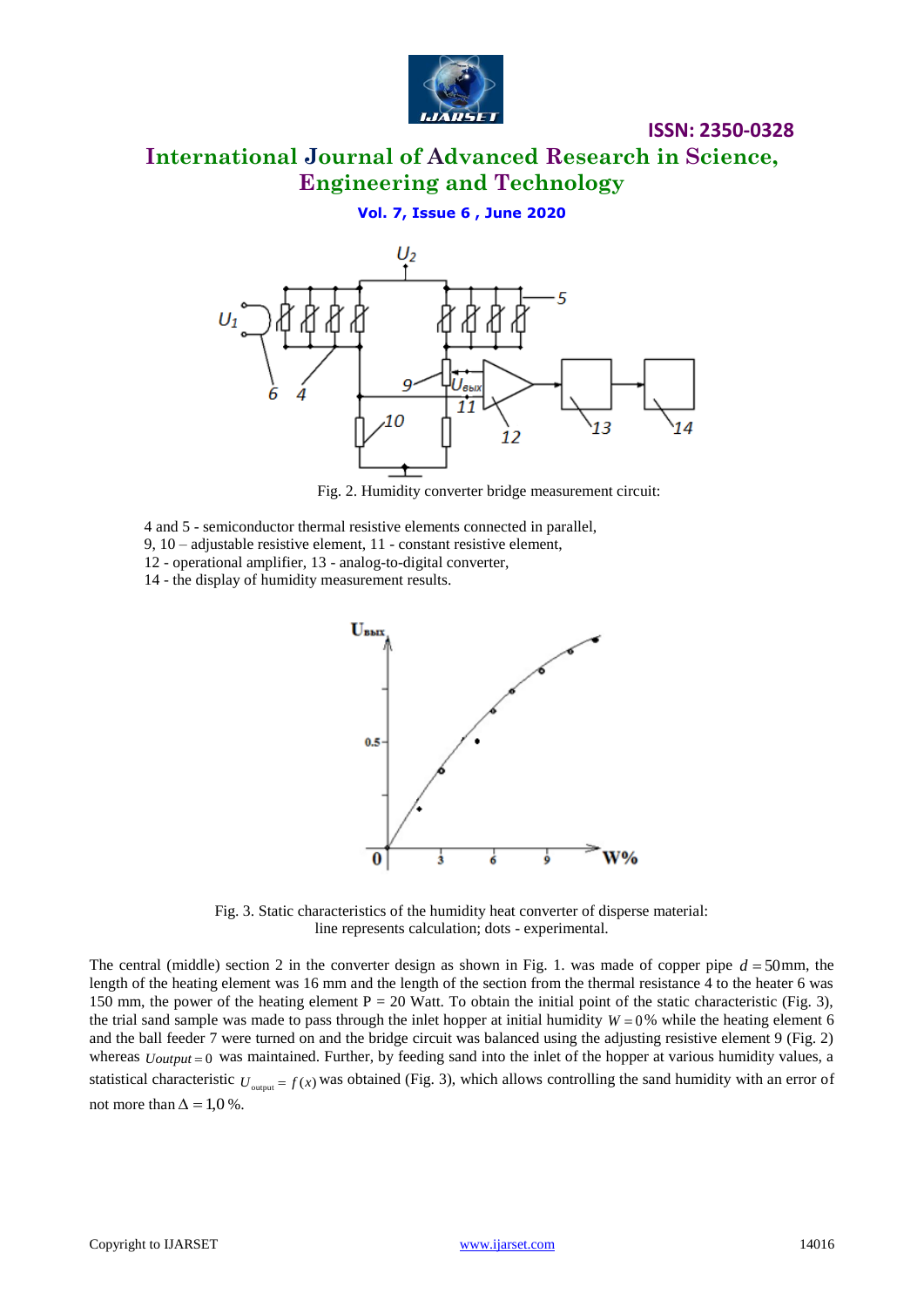Fig. 2. Humidity converter bridge measurement circuit:

4 and 5 - semiconductor thermal resistive elements connected in parallel,
9, 10 – adjustable resistive element, 11 - constant resistive element,
12 - operational amplifier, 13 - analog-to-digital converter,
14 - the display of humidity measurement results.

Fig. 3. Static characteristics of the humidity heat converter of disperse material:
line represents calculation; dots - experimental.

The central (middle) section 2 in the converter design as shown in Fig. 1. was made of copper pipe $d = 50$mm, the length of the heating element was 16 mm and the length of the section from the thermal resistance 4 to the heater 6 was 150 mm, the power of the heating element P = 20 Watt. To obtain the initial point of the static characteristic (Fig. 3), the trial sand sample was made to pass through the inlet hopper at initial humidity $W = 0$% while the heating element 6 and the ball feeder 7 were turned on and the bridge circuit was balanced using the adjusting resistive element 9 (Fig. 2) whereas $Uoutput = 0$ was maintained. Further, by feeding sand into the inlet of the hopper at various humidity values, a statistical characteristic $U_{output} = f(x)$ was obtained (Fig. 3), which allows controlling the sand humidity with an error of not more than $\Delta = 1{,}0$ %.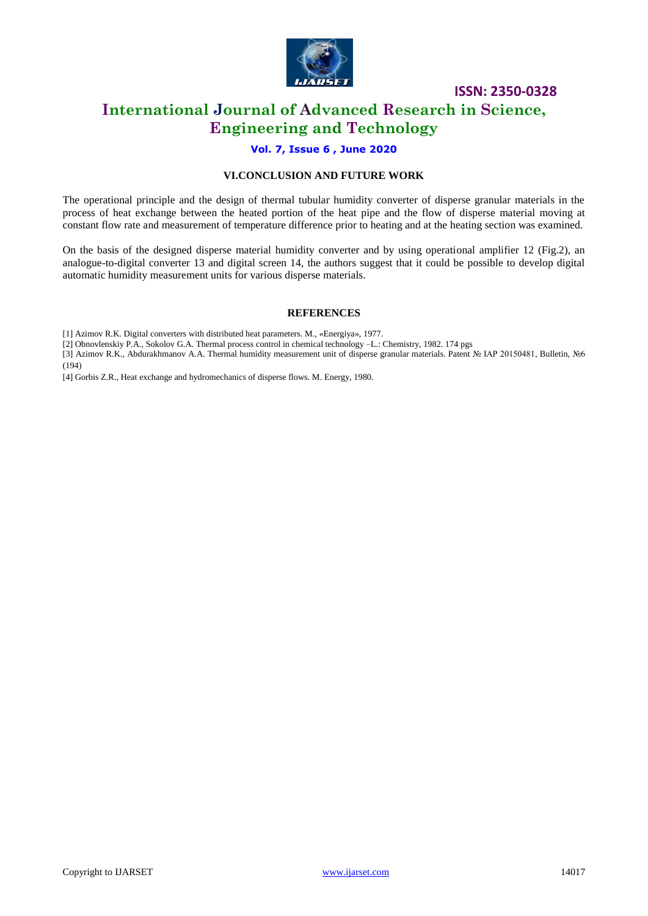## VI.CONCLUSION AND FUTURE WORK

The operational principle and the design of thermal tubular humidity converter of disperse granular materials in the process of heat exchange between the heated portion of the heat pipe and the flow of disperse material moving at constant flow rate and measurement of temperature difference prior to heating and at the heating section was examined.

On the basis of the designed disperse material humidity converter and by using operational amplifier 12 (Fig.2), an analogue-to-digital converter 13 and digital screen 14, the authors suggest that it could be possible to develop digital automatic humidity measurement units for various disperse materials.

## REFERENCES

[1] Azimov R.K. Digital converters with distributed heat parameters. M., «Energiya», 1977.

[2] Obnovlenskiy P.A., Sokolov G.A. Thermal process control in chemical technology –L.: Chemistry, 1982. 174 pgs

[3] Azimov R.K., Abdurakhmanov A.A. Thermal humidity measurement unit of disperse granular materials. Patent № IAP 20150481, Bulletin, №6 (194)

[4] Gorbis Z.R., Heat exchange and hydromechanics of disperse flows. M. Energy, 1980.